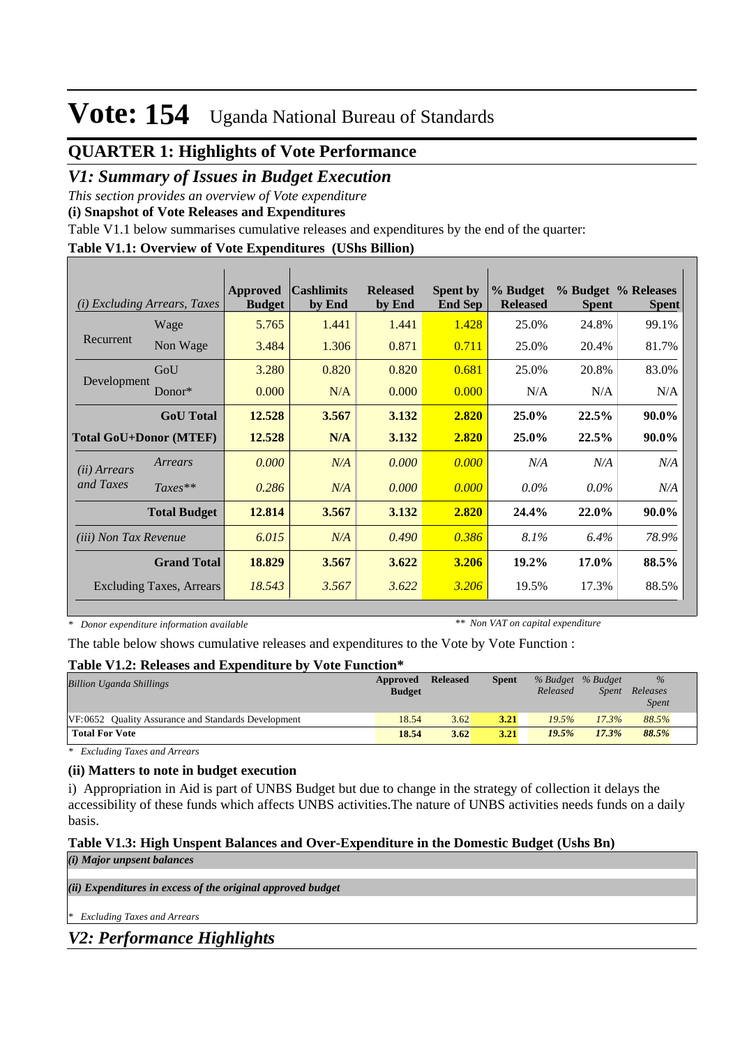# Vote: 154 Uganda National Bureau of Standards

## QUARTER 1: Highlights of Vote Performance

### *V1: Summary of Issues in Budget Execution*

*This section provides an overview of Vote expenditure*

**(i) Snapshot of Vote Releases and Expenditures**

Table V1.1 below summarises cumulative releases and expenditures by the end of the quarter:

**Table V1.1: Overview of Vote Expenditures (UShs Billion)**

| *(i) Excluding Arrears, Taxes* | | Approved Budget | Cashlimits by End | Released by End | Spent by End Sep | % Budget Released | % Budget Spent | % Releases Spent |
|---|---|---|---|---|---|---|---|---|
| Recurrent | Wage | 5.765 | 1.441 | 1.441 | 1.428 | 25.0% | 24.8% | 99.1% |
| | Non Wage | 3.484 | 1.306 | 0.871 | 0.711 | 25.0% | 20.4% | 81.7% |
| Development | GoU | 3.280 | 0.820 | 0.820 | 0.681 | 25.0% | 20.8% | 83.0% |
| | Donor* | 0.000 | N/A | 0.000 | 0.000 | N/A | N/A | N/A |
| | **GoU Total** | **12.528** | **3.567** | **3.132** | **2.820** | **25.0%** | **22.5%** | **90.0%** |
| **Total GoU+Donor (MTEF)** | | **12.528** | **N/A** | **3.132** | **2.820** | **25.0%** | **22.5%** | **90.0%** |
| *(ii) Arrears and Taxes* | *Arrears* | *0.000* | *N/A* | *0.000* | *0.000* | *N/A* | *N/A* | *N/A* |
| | *Taxes*** | *0.286* | *N/A* | *0.000* | *0.000* | *0.0%* | *0.0%* | *N/A* |
| | **Total Budget** | **12.814** | **3.567** | **3.132** | **2.820** | **24.4%** | **22.0%** | **90.0%** |
| *(iii) Non Tax Revenue* | | *6.015* | *N/A* | *0.490* | *0.386* | *8.1%* | *6.4%* | *78.9%* |
| | **Grand Total** | **18.829** | **3.567** | **3.622** | **3.206** | **19.2%** | **17.0%** | **88.5%** |
| | Excluding Taxes, Arrears | *18.543* | *3.567* | *3.622* | *3.206* | 19.5% | 17.3% | 88.5% |

*\* Donor expenditure information available* *\*\* Non VAT on capital expenditure*

The table below shows cumulative releases and expenditures to the Vote by Vote Function :

**Table V1.2: Releases and Expenditure by Vote Function***

| *Billion Uganda Shillings* | Approved Budget | Released | Spent | *% Budget Released* | *% Budget Spent* | *% Releases Spent* |
|---|---|---|---|---|---|---|
| VF:0652 Quality Assurance and Standards Development | 18.54 | 3.62 | 3.21 | *19.5%* | *17.3%* | *88.5%* |
| **Total For Vote** | **18.54** | **3.62** | **3.21** | ***19.5%*** | ***17.3%*** | ***88.5%*** |

*\* Excluding Taxes and Arrears*

**(ii) Matters to note in budget execution**

i) Appropriation in Aid is part of UNBS Budget but due to change in the strategy of collection it delays the accessibility of these funds which affects UNBS activities.The nature of UNBS activities needs funds on a daily basis.

**Table V1.3: High Unspent Balances and Over-Expenditure in the Domestic Budget (Ushs Bn)**

***(i) Major unpsent balances***

***(ii) Expenditures in excess of the original approved budget***

*\* Excluding Taxes and Arrears*

### *V2: Performance Highlights*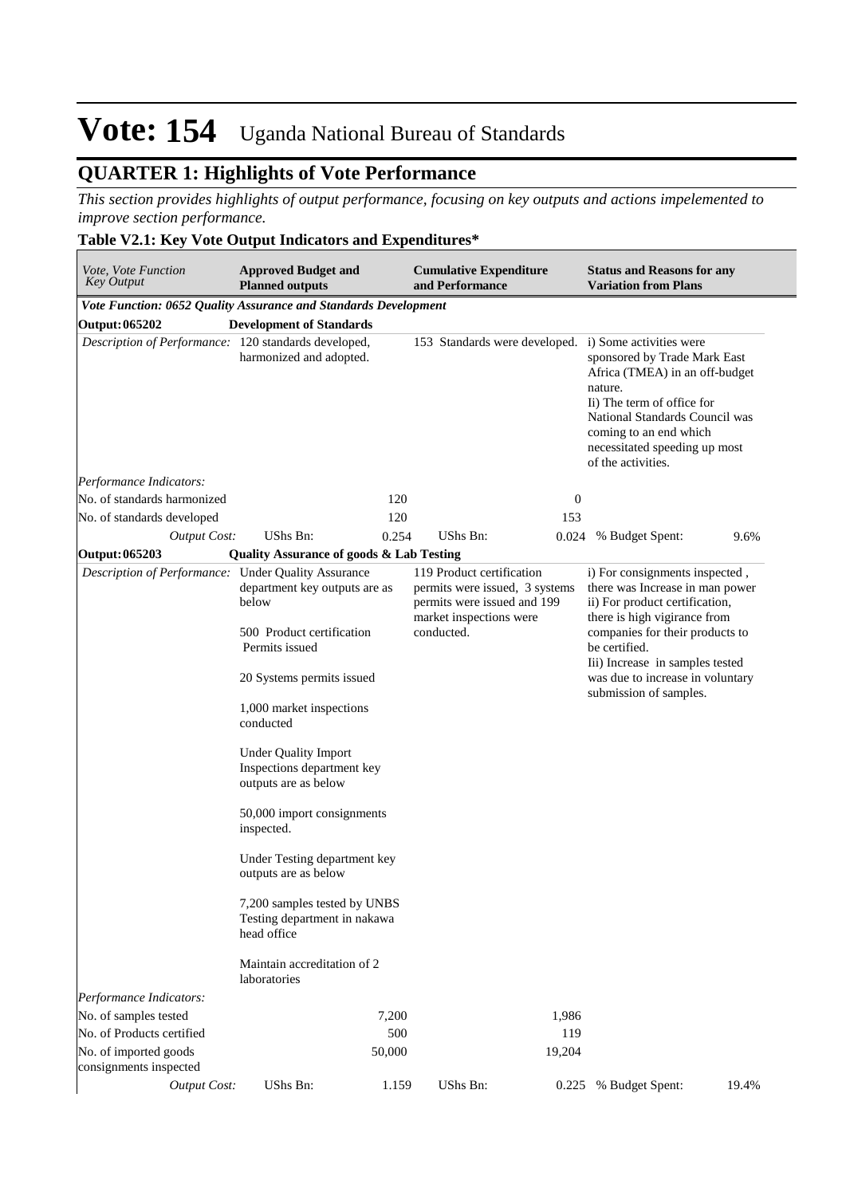# Vote: 154 Uganda National Bureau of Standards

## QUARTER 1: Highlights of Vote Performance

*This section provides highlights of output performance, focusing on key outputs and actions impelemented to improve section performance.*

### Table V2.1: Key Vote Output Indicators and Expenditures*

| *Vote, Vote Function Key Output* | **Approved Budget and Planned outputs** | | **Cumulative Expenditure and Performance** | | **Status and Reasons for any Variation from Plans** | |
|---|---|---|---|---|---|---|
| ***Vote Function: 0652 Quality Assurance and Standards Development*** | | | | | | |
| **Output: 065202** | **Development of Standards** | | | | | |
| *Description of Performance:* | 120 standards developed, harmonized and adopted. | | 153 Standards were developed. | | i) Some activities were sponsored by Trade Mark East Africa (TMEA) in an off-budget nature.<br>Ii) The term of office for National Standards Council was coming to an end which necessitated speeding up most of the activities. | |
| *Performance Indicators:* | | | | | | |
| No. of standards harmonized | | 120 | | 0 | | |
| No. of standards developed | | 120 | | 153 | | |
| *Output Cost:* | UShs Bn: | 0.254 | UShs Bn: | 0.024 | % Budget Spent: | 9.6% |
| **Output: 065203** | **Quality Assurance of goods & Lab Testing** | | | | | |
| *Description of Performance:* | Under Quality Assurance department key outputs are as below<br><br>500 Product certification Permits issued<br><br>20 Systems permits issued<br><br>1,000 market inspections conducted<br><br>Under Quality Import Inspections department key outputs are as below<br><br>50,000 import consignments inspected.<br><br>Under Testing department key outputs are as below<br><br>7,200 samples tested by UNBS Testing department in nakawa head office<br><br>Maintain accreditation of 2 laboratories | | 119 Product certification permits were issued, 3 systems permits were issued and 199 market inspections were conducted. | | i) For consignments inspected , there was Increase in man power<br>ii) For product certification, there is high vigirance from companies for their products to be certified.<br>Iii) Increase in samples tested was due to increase in voluntary submission of samples. | |
| *Performance Indicators:* | | | | | | |
| No. of samples tested | | 7,200 | | 1,986 | | |
| No. of Products certified | | 500 | | 119 | | |
| No. of imported goods consignments inspected | | 50,000 | | 19,204 | | |
| *Output Cost:* | UShs Bn: | 1.159 | UShs Bn: | 0.225 | % Budget Spent: | 19.4% |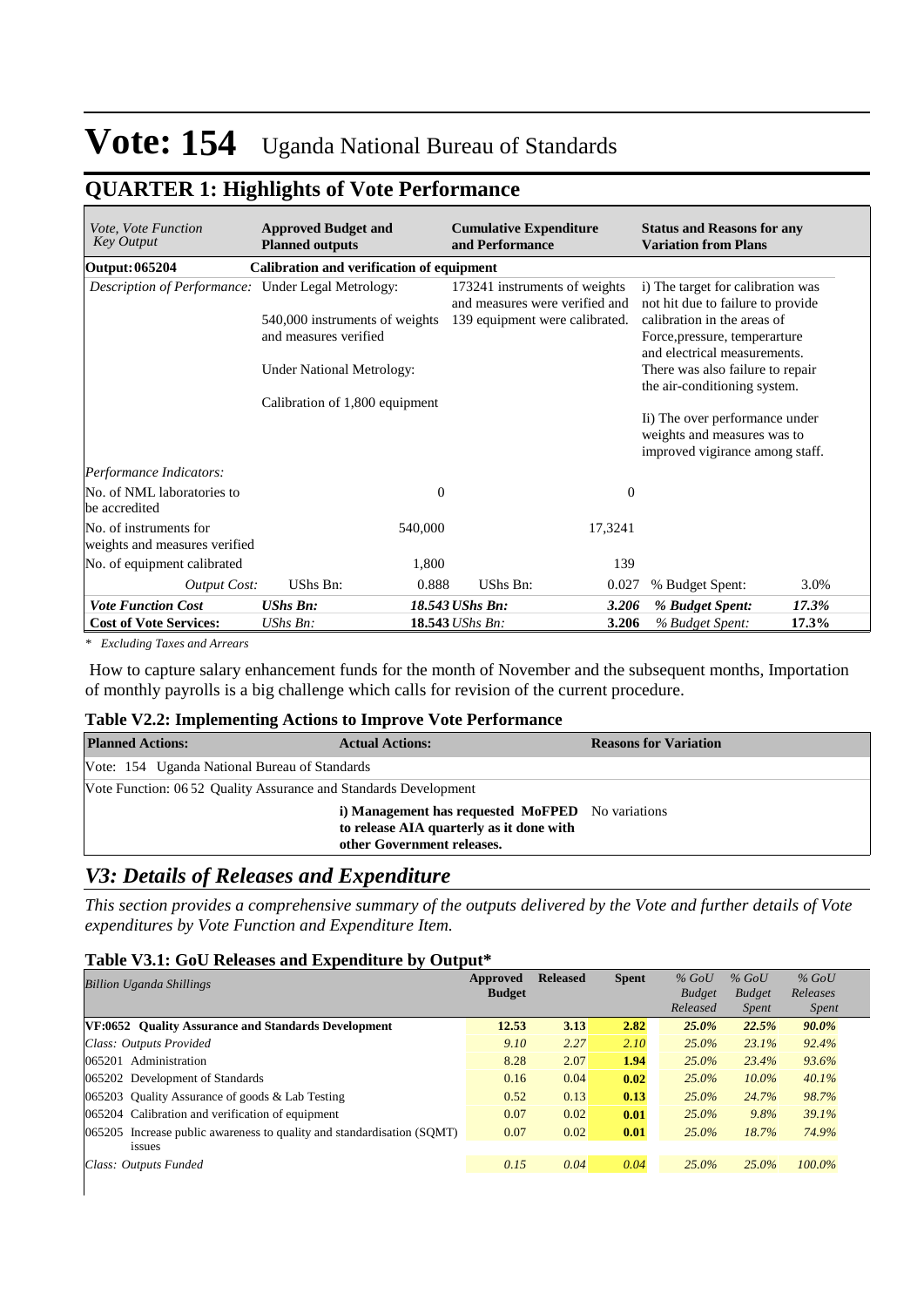# Vote: 154 Uganda National Bureau of Standards

## QUARTER 1: Highlights of Vote Performance

| *Vote, Vote Function Key Output* | **Approved Budget and Planned outputs** | | **Cumulative Expenditure and Performance** | | **Status and Reasons for any Variation from Plans** | |
|---|---|---|---|---|---|---|
| **Output: 065204** | **Calibration and verification of equipment** | | | | | |
| *Description of Performance:* | Under Legal Metrology:<br><br>540,000 instruments of weights and measures verified<br><br>Under National Metrology:<br><br>Calibration of 1,800 equipment | | 173241 instruments of weights and measures were verified and 139 equipment were calibrated. | | i) The target for calibration was not hit due to failure to provide calibration in the areas of Force,pressure, temperarture and electrical measurements. There was also failure to repair the air-conditioning system.<br><br>Ii) The over performance under weights and measures was to improved vigirance among staff. | |
| *Performance Indicators:* | | | | | | |
| No. of NML laboratories to be accredited | | 0 | | 0 | | |
| No. of instruments for weights and measures verified | | 540,000 | | 17,3241 | | |
| No. of equipment calibrated | | 1,800 | | 139 | | |
| *Output Cost:* | UShs Bn: | 0.888 | UShs Bn: | 0.027 | % Budget Spent: | 3.0% |
| ***Vote Function Cost*** | ***UShs Bn:*** | ***18.543*** | ***UShs Bn:*** | ***3.206*** | ***% Budget Spent:*** | ***17.3%*** |
| **Cost of Vote Services:** | *UShs Bn:* | **18.543** | *UShs Bn:* | **3.206** | *% Budget Spent:* | **17.3%** |

*\* Excluding Taxes and Arrears*

How to capture salary enhancement funds for the month of November and the subsequent months, Importation of monthly payrolls is a big challenge which calls for revision of the current procedure.

### Table V2.2: Implementing Actions to Improve Vote Performance

| **Planned Actions:** | **Actual Actions:** | **Reasons for Variation** |
|---|---|---|
| Vote: 154 Uganda National Bureau of Standards | | |
| Vote Function: 06 52 Quality Assurance and Standards Development | | |
| | **i) Management has requested MoFPED to release AIA quarterly as it done with other Government releases.** | No variations |

## *V3: Details of Releases and Expenditure*

*This section provides a comprehensive summary of the outputs delivered by the Vote and further details of Vote expenditures by Vote Function and Expenditure Item.*

### Table V3.1: GoU Releases and Expenditure by Output*

| *Billion Uganda Shillings* | **Approved Budget** | **Released** | **Spent** | *% GoU Budget Released* | *% GoU Budget Spent* | *% GoU Releases Spent* |
|---|---|---|---|---|---|---|
| **VF:0652 Quality Assurance and Standards Development** | **12.53** | **3.13** | **2.82** | ***25.0%*** | ***22.5%*** | ***90.0%*** |
| *Class: Outputs Provided* | *9.10* | *2.27* | *2.10* | *25.0%* | *23.1%* | *92.4%* |
| 065201 Administration | 8.28 | 2.07 | **1.94** | *25.0%* | *23.4%* | *93.6%* |
| 065202 Development of Standards | 0.16 | 0.04 | **0.02** | *25.0%* | *10.0%* | *40.1%* |
| 065203 Quality Assurance of goods & Lab Testing | 0.52 | 0.13 | **0.13** | *25.0%* | *24.7%* | *98.7%* |
| 065204 Calibration and verification of equipment | 0.07 | 0.02 | **0.01** | *25.0%* | *9.8%* | *39.1%* |
| 065205 Increase public awareness to quality and standardisation (SQMT) issues | 0.07 | 0.02 | **0.01** | *25.0%* | *18.7%* | *74.9%* |
| *Class: Outputs Funded* | *0.15* | *0.04* | *0.04* | *25.0%* | *25.0%* | *100.0%* |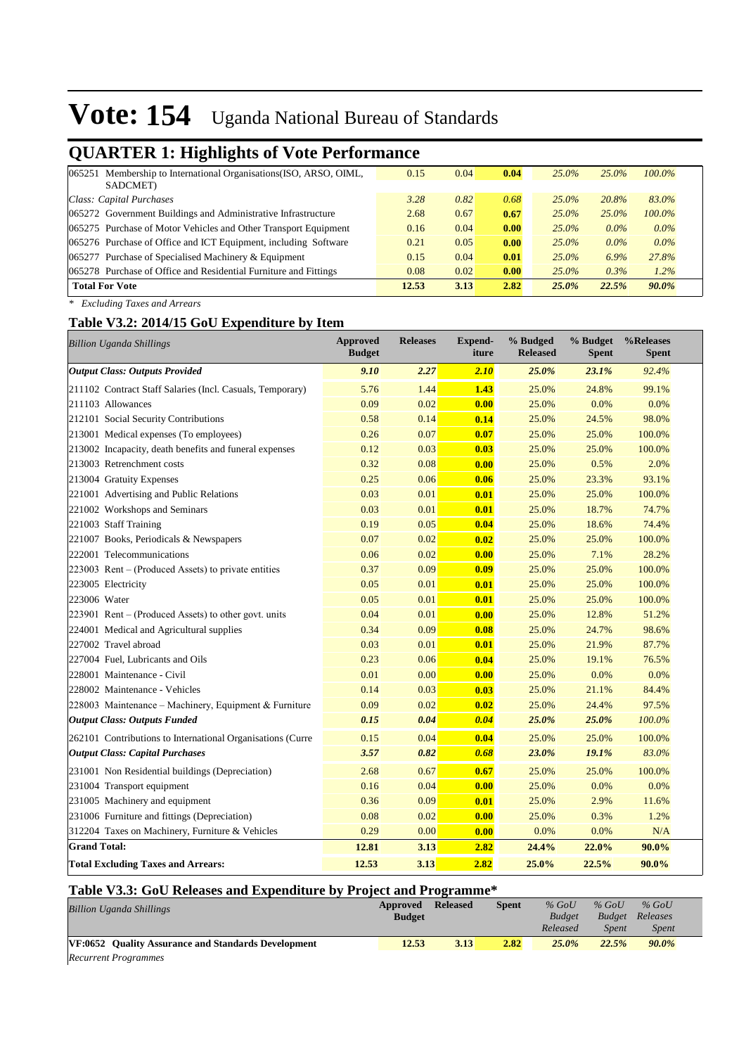# Vote: 154 Uganda National Bureau of Standards

## QUARTER 1: Highlights of Vote Performance

| | | | | | | |
|---|---|---|---|---|---|---|
| 065251 Membership to International Organisations(ISO, ARSO, OIML, SADCMET) | 0.15 | 0.04 | 0.04 | *25.0%* | *25.0%* | *100.0%* |
| *Class: Capital Purchases* | *3.28* | *0.82* | *0.68* | *25.0%* | *20.8%* | *83.0%* |
| 065272 Government Buildings and Administrative Infrastructure | 2.68 | 0.67 | 0.67 | *25.0%* | *25.0%* | *100.0%* |
| 065275 Purchase of Motor Vehicles and Other Transport Equipment | 0.16 | 0.04 | 0.00 | *25.0%* | *0.0%* | *0.0%* |
| 065276 Purchase of Office and ICT Equipment, including Software | 0.21 | 0.05 | 0.00 | *25.0%* | *0.0%* | *0.0%* |
| 065277 Purchase of Specialised Machinery & Equipment | 0.15 | 0.04 | 0.01 | *25.0%* | *6.9%* | *27.8%* |
| 065278 Purchase of Office and Residential Furniture and Fittings | 0.08 | 0.02 | 0.00 | *25.0%* | *0.3%* | *1.2%* |
| **Total For Vote** | **12.53** | **3.13** | **2.82** | ***25.0%*** | ***22.5%*** | ***90.0%*** |

*\* Excluding Taxes and Arrears*

### Table V3.2: 2014/15 GoU Expenditure by Item

| *Billion Uganda Shillings* | Approved Budget | Releases | Expend-iture | % Budged Released | % Budget Spent | %Releases Spent |
|---|---|---|---|---|---|---|
| ***Output Class: Outputs Provided*** | ***9.10*** | ***2.27*** | ***2.10*** | ***25.0%*** | ***23.1%*** | ***92.4%*** |
| 211102 Contract Staff Salaries (Incl. Casuals, Temporary) | 5.76 | 1.44 | 1.43 | 25.0% | 24.8% | 99.1% |
| 211103 Allowances | 0.09 | 0.02 | 0.00 | 25.0% | 0.0% | 0.0% |
| 212101 Social Security Contributions | 0.58 | 0.14 | 0.14 | 25.0% | 24.5% | 98.0% |
| 213001 Medical expenses (To employees) | 0.26 | 0.07 | 0.07 | 25.0% | 25.0% | 100.0% |
| 213002 Incapacity, death benefits and funeral expenses | 0.12 | 0.03 | 0.03 | 25.0% | 25.0% | 100.0% |
| 213003 Retrenchment costs | 0.32 | 0.08 | 0.00 | 25.0% | 0.5% | 2.0% |
| 213004 Gratuity Expenses | 0.25 | 0.06 | 0.06 | 25.0% | 23.3% | 93.1% |
| 221001 Advertising and Public Relations | 0.03 | 0.01 | 0.01 | 25.0% | 25.0% | 100.0% |
| 221002 Workshops and Seminars | 0.03 | 0.01 | 0.01 | 25.0% | 18.7% | 74.7% |
| 221003 Staff Training | 0.19 | 0.05 | 0.04 | 25.0% | 18.6% | 74.4% |
| 221007 Books, Periodicals & Newspapers | 0.07 | 0.02 | 0.02 | 25.0% | 25.0% | 100.0% |
| 222001 Telecommunications | 0.06 | 0.02 | 0.00 | 25.0% | 7.1% | 28.2% |
| 223003 Rent – (Produced Assets) to private entities | 0.37 | 0.09 | 0.09 | 25.0% | 25.0% | 100.0% |
| 223005 Electricity | 0.05 | 0.01 | 0.01 | 25.0% | 25.0% | 100.0% |
| 223006 Water | 0.05 | 0.01 | 0.01 | 25.0% | 25.0% | 100.0% |
| 223901 Rent – (Produced Assets) to other govt. units | 0.04 | 0.01 | 0.00 | 25.0% | 12.8% | 51.2% |
| 224001 Medical and Agricultural supplies | 0.34 | 0.09 | 0.08 | 25.0% | 24.7% | 98.6% |
| 227002 Travel abroad | 0.03 | 0.01 | 0.01 | 25.0% | 21.9% | 87.7% |
| 227004 Fuel, Lubricants and Oils | 0.23 | 0.06 | 0.04 | 25.0% | 19.1% | 76.5% |
| 228001 Maintenance - Civil | 0.01 | 0.00 | 0.00 | 25.0% | 0.0% | 0.0% |
| 228002 Maintenance - Vehicles | 0.14 | 0.03 | 0.03 | 25.0% | 21.1% | 84.4% |
| 228003 Maintenance – Machinery, Equipment & Furniture | 0.09 | 0.02 | 0.02 | 25.0% | 24.4% | 97.5% |
| ***Output Class: Outputs Funded*** | ***0.15*** | ***0.04*** | ***0.04*** | ***25.0%*** | ***25.0%*** | ***100.0%*** |
| 262101 Contributions to International Organisations (Curre | 0.15 | 0.04 | 0.04 | 25.0% | 25.0% | 100.0% |
| ***Output Class: Capital Purchases*** | ***3.57*** | ***0.82*** | ***0.68*** | ***23.0%*** | ***19.1%*** | ***83.0%*** |
| 231001 Non Residential buildings (Depreciation) | 2.68 | 0.67 | 0.67 | 25.0% | 25.0% | 100.0% |
| 231004 Transport equipment | 0.16 | 0.04 | 0.00 | 25.0% | 0.0% | 0.0% |
| 231005 Machinery and equipment | 0.36 | 0.09 | 0.01 | 25.0% | 2.9% | 11.6% |
| 231006 Furniture and fittings (Depreciation) | 0.08 | 0.02 | 0.00 | 25.0% | 0.3% | 1.2% |
| 312204 Taxes on Machinery, Furniture & Vehicles | 0.29 | 0.00 | 0.00 | 0.0% | 0.0% | N/A |
| **Grand Total:** | **12.81** | **3.13** | **2.82** | **24.4%** | **22.0%** | **90.0%** |
| **Total Excluding Taxes and Arrears:** | **12.53** | **3.13** | **2.82** | **25.0%** | **22.5%** | **90.0%** |

### Table V3.3: GoU Releases and Expenditure by Project and Programme*

| *Billion Uganda Shillings* | Approved Budget | Released | Spent | *% GoU Budget Released* | *% GoU Budget Spent* | *% GoU Releases Spent* |
|---|---|---|---|---|---|---|
| **VF:0652 Quality Assurance and Standards Development** | **12.53** | **3.13** | **2.82** | ***25.0%*** | ***22.5%*** | ***90.0%*** |
| *Recurrent Programmes* | | | | | | |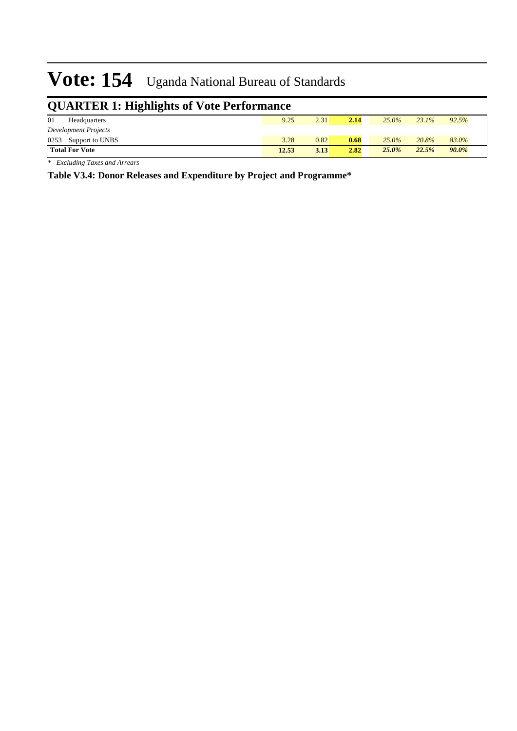# Vote: 154 Uganda National Bureau of Standards

## QUARTER 1: Highlights of Vote Performance

| | | | | | | |
|---|---|---|---|---|---|---|
| 01 Headquarters | 9.25 | 2.31 | **2.14** | *25.0%* | *23.1%* | *92.5%* |
| *Development Projects* | | | | | | |
| 0253 Support to UNBS | 3.28 | 0.82 | **0.68** | *25.0%* | *20.8%* | *83.0%* |
| **Total For Vote** | **12.53** | **3.13** | **2.82** | ***25.0%*** | ***22.5%*** | ***90.0%*** |

*\* Excluding Taxes and Arrears*

**Table V3.4: Donor Releases and Expenditure by Project and Programme\***